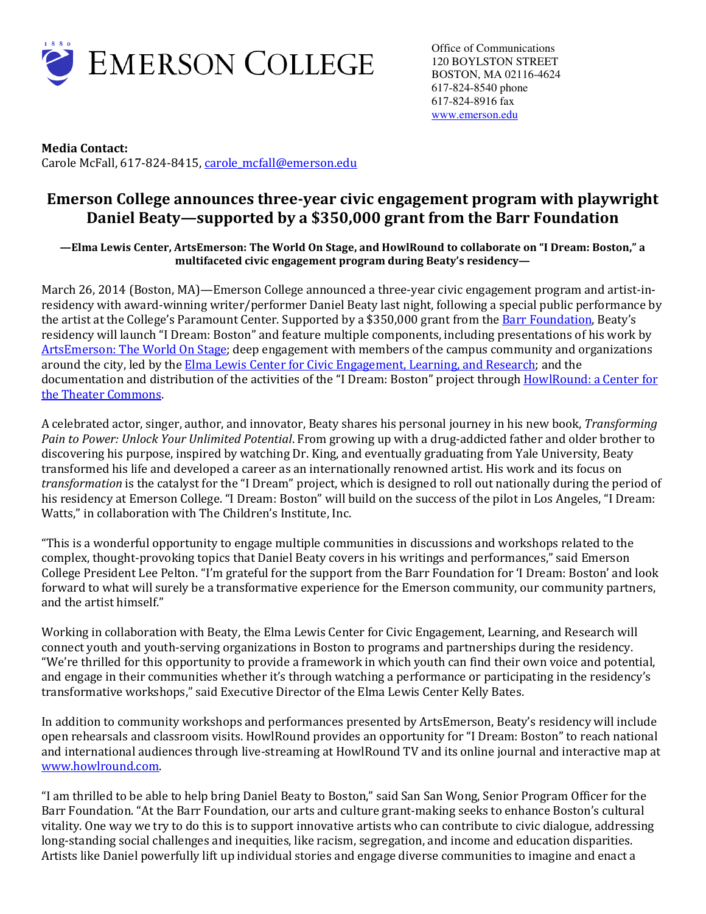EMERSON COLLEGE

Office of Communications
120 BOYLSTON STREET
BOSTON, MA 02116-4624
617-824-8540 phone
617-824-8916 fax
www.emerson.edu

**Media Contact:**
Carole McFall, 617-824-8415, carole_mcfall@emerson.edu

# Emerson College announces three-year civic engagement program with playwright Daniel Beaty—supported by a $350,000 grant from the Barr Foundation

**—Elma Lewis Center, ArtsEmerson: The World On Stage, and HowlRound to collaborate on "I Dream: Boston," a multifaceted civic engagement program during Beaty's residency—**

March 26, 2014 (Boston, MA)—Emerson College announced a three-year civic engagement program and artist-in-residency with award-winning writer/performer Daniel Beaty last night, following a special public performance by the artist at the College's Paramount Center. Supported by a $350,000 grant from the Barr Foundation, Beaty's residency will launch "I Dream: Boston" and feature multiple components, including presentations of his work by ArtsEmerson: The World On Stage; deep engagement with members of the campus community and organizations around the city, led by the Elma Lewis Center for Civic Engagement, Learning, and Research; and the documentation and distribution of the activities of the "I Dream: Boston" project through HowlRound: a Center for the Theater Commons.

A celebrated actor, singer, author, and innovator, Beaty shares his personal journey in his new book, *Transforming Pain to Power: Unlock Your Unlimited Potential*. From growing up with a drug-addicted father and older brother to discovering his purpose, inspired by watching Dr. King, and eventually graduating from Yale University, Beaty transformed his life and developed a career as an internationally renowned artist. His work and its focus on *transformation* is the catalyst for the "I Dream" project, which is designed to roll out nationally during the period of his residency at Emerson College. "I Dream: Boston" will build on the success of the pilot in Los Angeles, "I Dream: Watts," in collaboration with The Children's Institute, Inc.

"This is a wonderful opportunity to engage multiple communities in discussions and workshops related to the complex, thought-provoking topics that Daniel Beaty covers in his writings and performances," said Emerson College President Lee Pelton. "I'm grateful for the support from the Barr Foundation for 'I Dream: Boston' and look forward to what will surely be a transformative experience for the Emerson community, our community partners, and the artist himself."

Working in collaboration with Beaty, the Elma Lewis Center for Civic Engagement, Learning, and Research will connect youth and youth-serving organizations in Boston to programs and partnerships during the residency. "We're thrilled for this opportunity to provide a framework in which youth can find their own voice and potential, and engage in their communities whether it's through watching a performance or participating in the residency's transformative workshops," said Executive Director of the Elma Lewis Center Kelly Bates.

In addition to community workshops and performances presented by ArtsEmerson, Beaty's residency will include open rehearsals and classroom visits. HowlRound provides an opportunity for "I Dream: Boston" to reach national and international audiences through live-streaming at HowlRound TV and its online journal and interactive map at www.howlround.com.

"I am thrilled to be able to help bring Daniel Beaty to Boston," said San San Wong, Senior Program Officer for the Barr Foundation. "At the Barr Foundation, our arts and culture grant-making seeks to enhance Boston's cultural vitality. One way we try to do this is to support innovative artists who can contribute to civic dialogue, addressing long-standing social challenges and inequities, like racism, segregation, and income and education disparities. Artists like Daniel powerfully lift up individual stories and engage diverse communities to imagine and enact a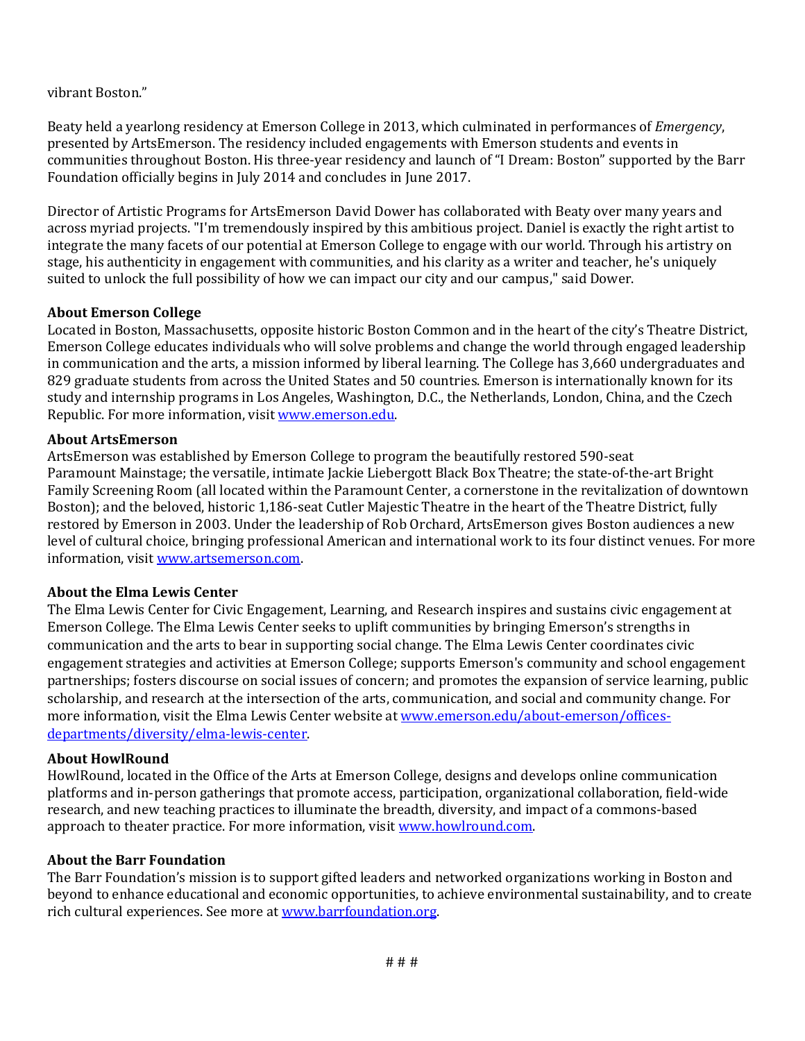vibrant Boston."

Beaty held a yearlong residency at Emerson College in 2013, which culminated in performances of *Emergency*, presented by ArtsEmerson. The residency included engagements with Emerson students and events in communities throughout Boston. His three-year residency and launch of "I Dream: Boston" supported by the Barr Foundation officially begins in July 2014 and concludes in June 2017.

Director of Artistic Programs for ArtsEmerson David Dower has collaborated with Beaty over many years and across myriad projects. "I'm tremendously inspired by this ambitious project. Daniel is exactly the right artist to integrate the many facets of our potential at Emerson College to engage with our world. Through his artistry on stage, his authenticity in engagement with communities, and his clarity as a writer and teacher, he's uniquely suited to unlock the full possibility of how we can impact our city and our campus," said Dower.

**About Emerson College**
Located in Boston, Massachusetts, opposite historic Boston Common and in the heart of the city's Theatre District, Emerson College educates individuals who will solve problems and change the world through engaged leadership in communication and the arts, a mission informed by liberal learning. The College has 3,660 undergraduates and 829 graduate students from across the United States and 50 countries. Emerson is internationally known for its study and internship programs in Los Angeles, Washington, D.C., the Netherlands, London, China, and the Czech Republic. For more information, visit [www.emerson.edu](www.emerson.edu).

**About ArtsEmerson**
ArtsEmerson was established by Emerson College to program the beautifully restored 590-seat Paramount Mainstage; the versatile, intimate Jackie Liebergott Black Box Theatre; the state-of-the-art Bright Family Screening Room (all located within the Paramount Center, a cornerstone in the revitalization of downtown Boston); and the beloved, historic 1,186-seat Cutler Majestic Theatre in the heart of the Theatre District, fully restored by Emerson in 2003. Under the leadership of Rob Orchard, ArtsEmerson gives Boston audiences a new level of cultural choice, bringing professional American and international work to its four distinct venues. For more information, visit [www.artsemerson.com](www.artsemerson.com).

**About the Elma Lewis Center**
The Elma Lewis Center for Civic Engagement, Learning, and Research inspires and sustains civic engagement at Emerson College. The Elma Lewis Center seeks to uplift communities by bringing Emerson's strengths in communication and the arts to bear in supporting social change. The Elma Lewis Center coordinates civic engagement strategies and activities at Emerson College; supports Emerson's community and school engagement partnerships; fosters discourse on social issues of concern; and promotes the expansion of service learning, public scholarship, and research at the intersection of the arts, communication, and social and community change. For more information, visit the Elma Lewis Center website at [www.emerson.edu/about-emerson/offices-departments/diversity/elma-lewis-center](www.emerson.edu/about-emerson/offices-departments/diversity/elma-lewis-center).

**About HowlRound**
HowlRound, located in the Office of the Arts at Emerson College, designs and develops online communication platforms and in-person gatherings that promote access, participation, organizational collaboration, field-wide research, and new teaching practices to illuminate the breadth, diversity, and impact of a commons-based approach to theater practice. For more information, visit [www.howlround.com](www.howlround.com).

**About the Barr Foundation**
The Barr Foundation's mission is to support gifted leaders and networked organizations working in Boston and beyond to enhance educational and economic opportunities, to achieve environmental sustainability, and to create rich cultural experiences. See more at [www.barrfoundation.org](www.barrfoundation.org).

# # #